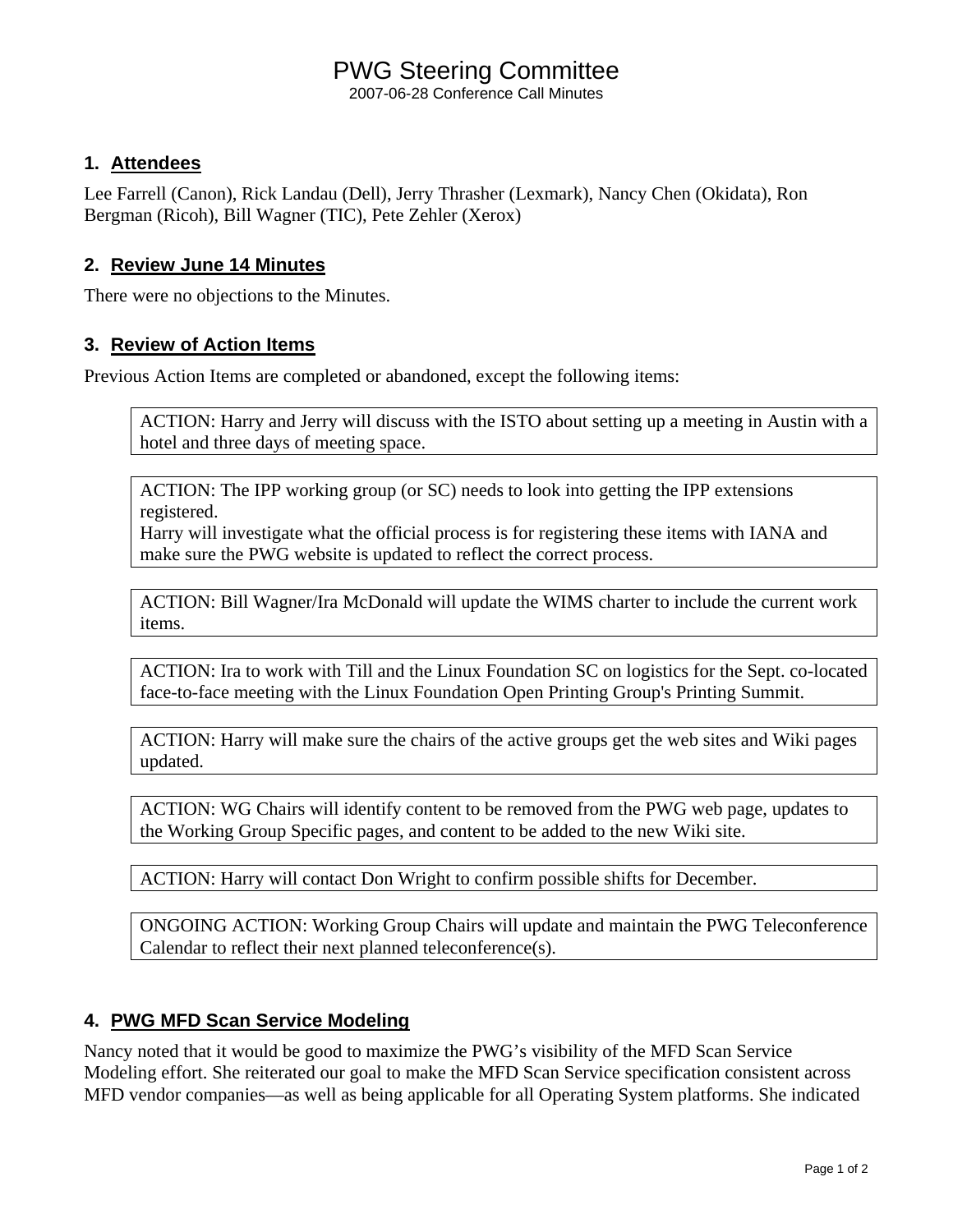# PWG Steering Committee

2007-06-28 Conference Call Minutes

## 1. Attendees

Lee Farrell (Canon), Rick Landau (Dell), Jerry Thrasher (Lexmark), Nancy Chen (Okidata), Ron Bergman (Ricoh), Bill Wagner (TIC), Pete Zehler (Xerox)

## 2. Review June 14 Minutes

There were no objections to the Minutes.

## 3. Review of Action Items

Previous Action Items are completed or abandoned, except the following items:

> ACTION: Harry and Jerry will discuss with the ISTO about setting up a meeting in Austin with a hotel and three days of meeting space.

> ACTION: The IPP working group (or SC) needs to look into getting the IPP extensions registered.
> Harry will investigate what the official process is for registering these items with IANA and make sure the PWG website is updated to reflect the correct process.

> ACTION: Bill Wagner/Ira McDonald will update the WIMS charter to include the current work items.

> ACTION: Ira to work with Till and the Linux Foundation SC on logistics for the Sept. co-located face-to-face meeting with the Linux Foundation Open Printing Group's Printing Summit.

> ACTION: Harry will make sure the chairs of the active groups get the web sites and Wiki pages updated.

> ACTION: WG Chairs will identify content to be removed from the PWG web page, updates to the Working Group Specific pages, and content to be added to the new Wiki site.

> ACTION: Harry will contact Don Wright to confirm possible shifts for December.

> ONGOING ACTION: Working Group Chairs will update and maintain the PWG Teleconference Calendar to reflect their next planned teleconference(s).

## 4. PWG MFD Scan Service Modeling

Nancy noted that it would be good to maximize the PWG's visibility of the MFD Scan Service Modeling effort. She reiterated our goal to make the MFD Scan Service specification consistent across MFD vendor companies—as well as being applicable for all Operating System platforms. She indicated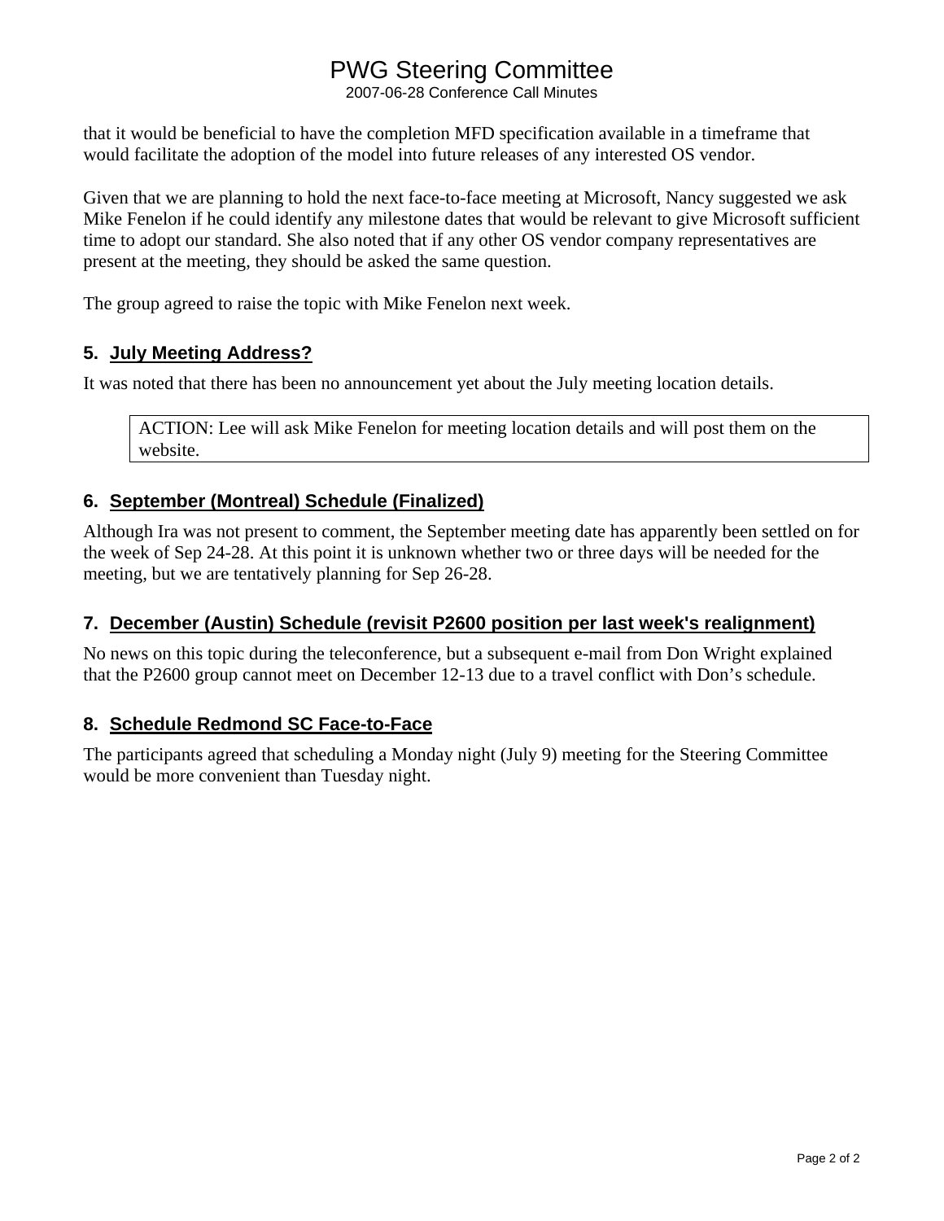that it would be beneficial to have the completion MFD specification available in a timeframe that would facilitate the adoption of the model into future releases of any interested OS vendor.

Given that we are planning to hold the next face-to-face meeting at Microsoft, Nancy suggested we ask Mike Fenelon if he could identify any milestone dates that would be relevant to give Microsoft sufficient time to adopt our standard. She also noted that if any other OS vendor company representatives are present at the meeting, they should be asked the same question.

The group agreed to raise the topic with Mike Fenelon next week.

## 5. July Meeting Address?

It was noted that there has been no announcement yet about the July meeting location details.

> ACTION: Lee will ask Mike Fenelon for meeting location details and will post them on the website.

## 6. September (Montreal) Schedule (Finalized)

Although Ira was not present to comment, the September meeting date has apparently been settled on for the week of Sep 24-28. At this point it is unknown whether two or three days will be needed for the meeting, but we are tentatively planning for Sep 26-28.

## 7. December (Austin) Schedule (revisit P2600 position per last week's realignment)

No news on this topic during the teleconference, but a subsequent e-mail from Don Wright explained that the P2600 group cannot meet on December 12-13 due to a travel conflict with Don's schedule.

## 8. Schedule Redmond SC Face-to-Face

The participants agreed that scheduling a Monday night (July 9) meeting for the Steering Committee would be more convenient than Tuesday night.